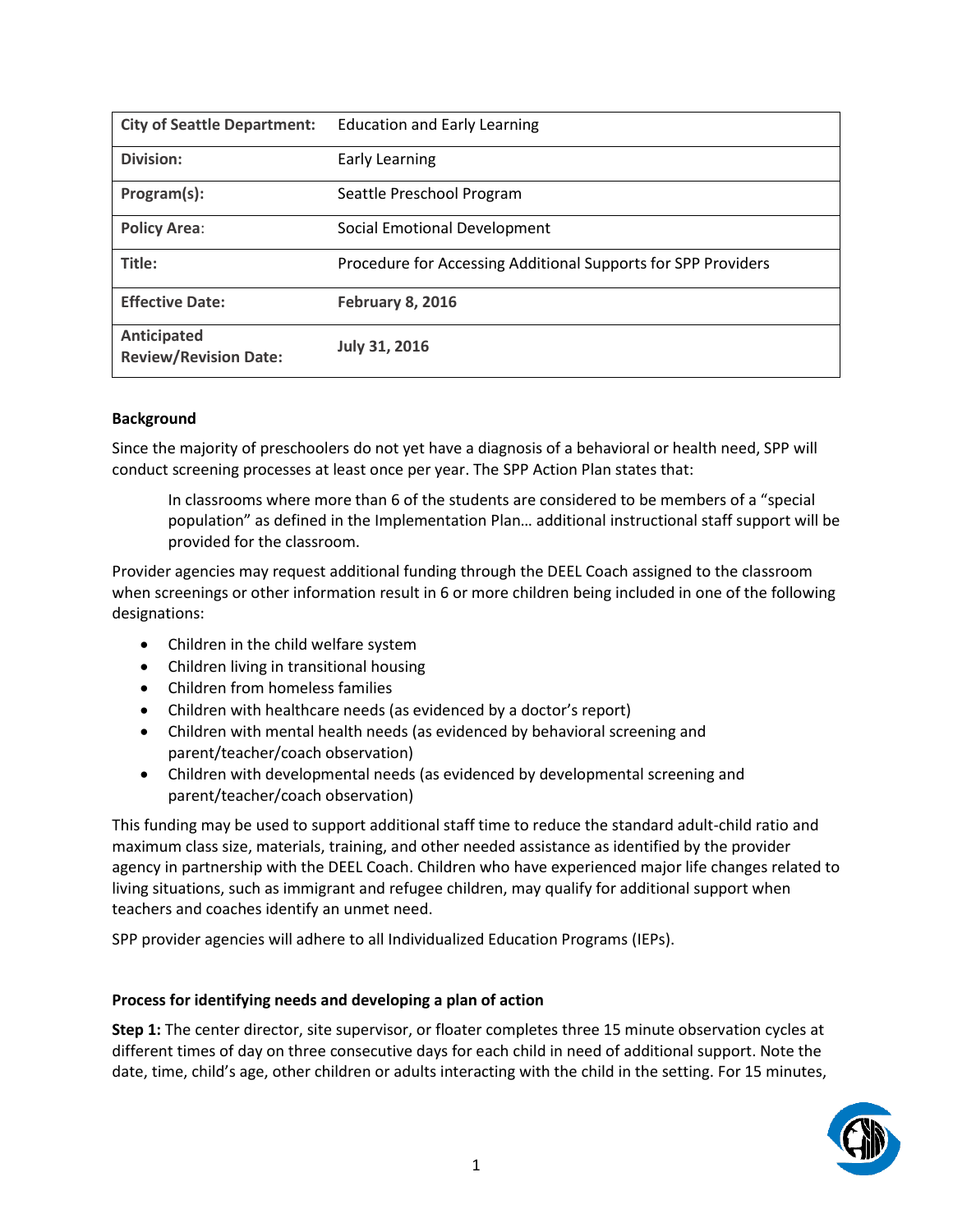| City of Seattle Department: | Education and Early Learning |
| --- | --- |
| Division: | Early Learning |
| Program(s): | Seattle Preschool Program |
| Policy Area: | Social Emotional Development |
| Title: | Procedure for Accessing Additional Supports for SPP Providers |
| Effective Date: | **February 8, 2016** |
| Anticipated Review/Revision Date: | **July 31, 2016** |

**Background**

Since the majority of preschoolers do not yet have a diagnosis of a behavioral or health need, SPP will conduct screening processes at least once per year. The SPP Action Plan states that:

> In classrooms where more than 6 of the students are considered to be members of a "special population" as defined in the Implementation Plan… additional instructional staff support will be provided for the classroom.

Provider agencies may request additional funding through the DEEL Coach assigned to the classroom when screenings or other information result in 6 or more children being included in one of the following designations:

- Children in the child welfare system
- Children living in transitional housing
- Children from homeless families
- Children with healthcare needs (as evidenced by a doctor's report)
- Children with mental health needs (as evidenced by behavioral screening and parent/teacher/coach observation)
- Children with developmental needs (as evidenced by developmental screening and parent/teacher/coach observation)

This funding may be used to support additional staff time to reduce the standard adult-child ratio and maximum class size, materials, training, and other needed assistance as identified by the provider agency in partnership with the DEEL Coach. Children who have experienced major life changes related to living situations, such as immigrant and refugee children, may qualify for additional support when teachers and coaches identify an unmet need.

SPP provider agencies will adhere to all Individualized Education Programs (IEPs).

**Process for identifying needs and developing a plan of action**

**Step 1:** The center director, site supervisor, or floater completes three 15 minute observation cycles at different times of day on three consecutive days for each child in need of additional support. Note the date, time, child's age, other children or adults interacting with the child in the setting. For 15 minutes,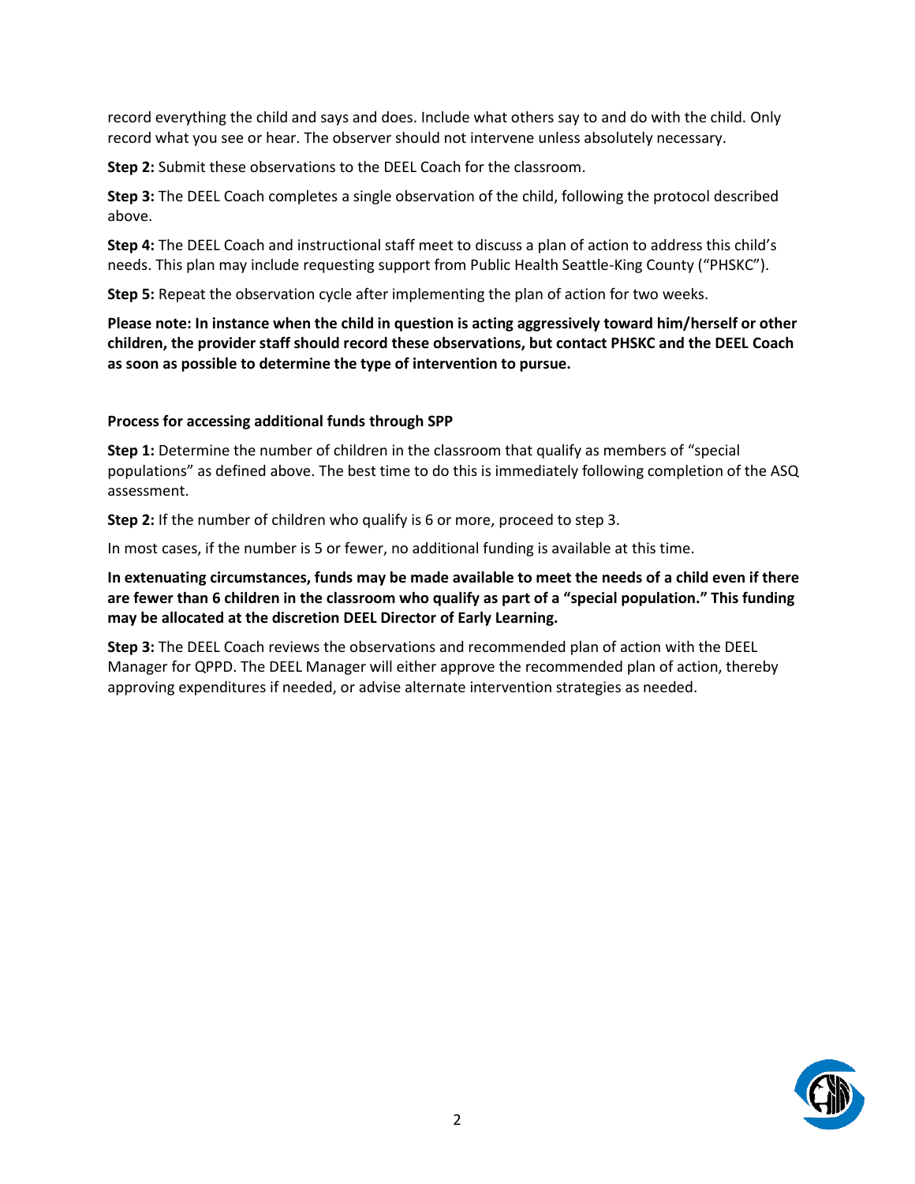record everything the child and says and does. Include what others say to and do with the child. Only record what you see or hear. The observer should not intervene unless absolutely necessary.

**Step 2:** Submit these observations to the DEEL Coach for the classroom.

**Step 3:** The DEEL Coach completes a single observation of the child, following the protocol described above.

**Step 4:** The DEEL Coach and instructional staff meet to discuss a plan of action to address this child's needs. This plan may include requesting support from Public Health Seattle-King County ("PHSKC").

**Step 5:** Repeat the observation cycle after implementing the plan of action for two weeks.

**Please note: In instance when the child in question is acting aggressively toward him/herself or other children, the provider staff should record these observations, but contact PHSKC and the DEEL Coach as soon as possible to determine the type of intervention to pursue.**

**Process for accessing additional funds through SPP**

**Step 1:** Determine the number of children in the classroom that qualify as members of "special populations" as defined above. The best time to do this is immediately following completion of the ASQ assessment.

**Step 2:** If the number of children who qualify is 6 or more, proceed to step 3.

In most cases, if the number is 5 or fewer, no additional funding is available at this time.

**In extenuating circumstances, funds may be made available to meet the needs of a child even if there are fewer than 6 children in the classroom who qualify as part of a "special population." This funding may be allocated at the discretion DEEL Director of Early Learning.**

**Step 3:** The DEEL Coach reviews the observations and recommended plan of action with the DEEL Manager for QPPD. The DEEL Manager will either approve the recommended plan of action, thereby approving expenditures if needed, or advise alternate intervention strategies as needed.